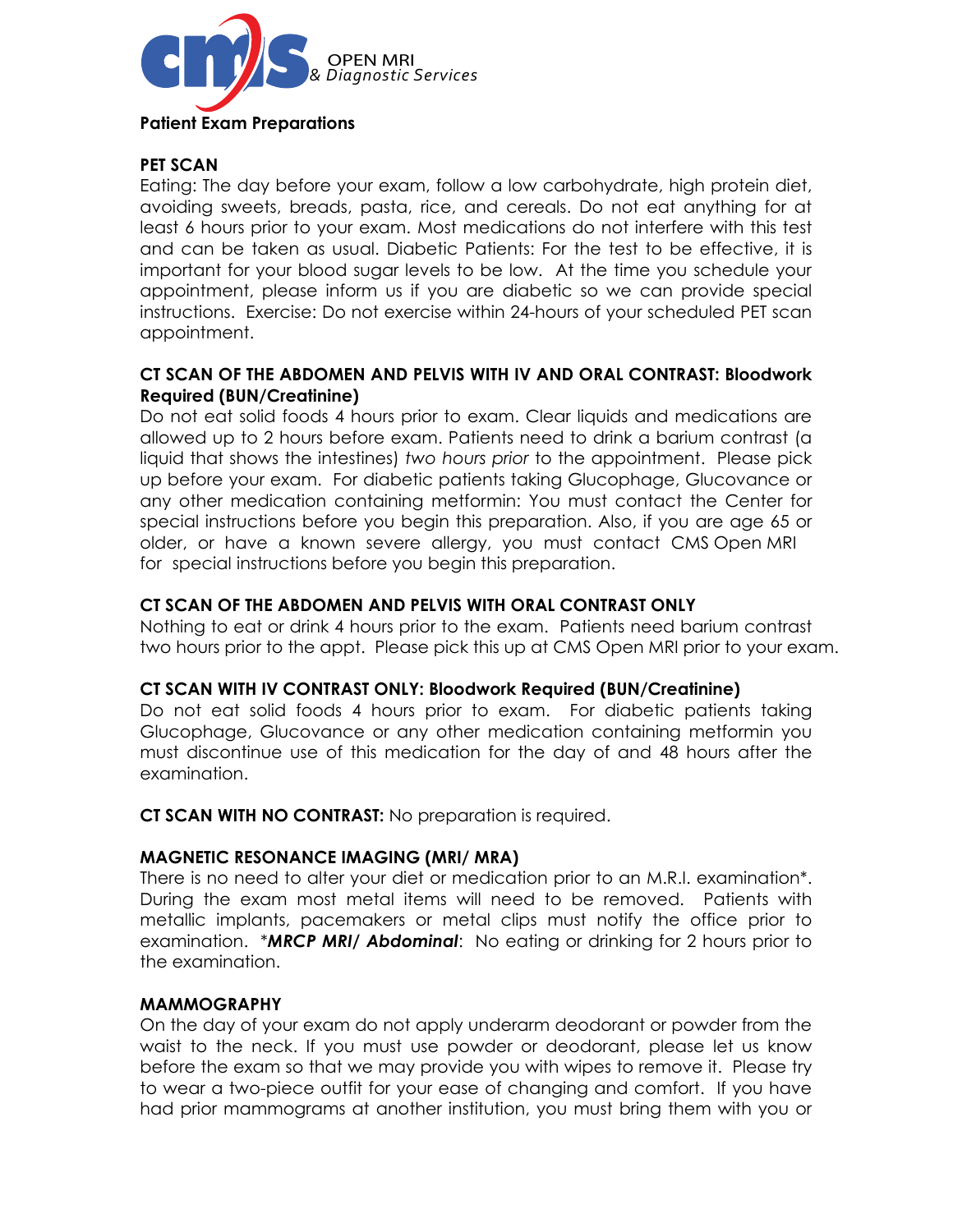OPEN MRI
*& Diagnostic Services*

**Patient Exam Preparations**

**PET SCAN**

Eating: The day before your exam, follow a low carbohydrate, high protein diet, avoiding sweets, breads, pasta, rice, and cereals. Do not eat anything for at least 6 hours prior to your exam. Most medications do not interfere with this test and can be taken as usual. Diabetic Patients: For the test to be effective, it is important for your blood sugar levels to be low. At the time you schedule your appointment, please inform us if you are diabetic so we can provide special instructions. Exercise: Do not exercise within 24-hours of your scheduled PET scan appointment.

**CT SCAN OF THE ABDOMEN AND PELVIS WITH IV AND ORAL CONTRAST: Bloodwork Required (BUN/Creatinine)**

Do not eat solid foods 4 hours prior to exam. Clear liquids and medications are allowed up to 2 hours before exam. Patients need to drink a barium contrast (a liquid that shows the intestines) *two hours prior* to the appointment. Please pick up before your exam. For diabetic patients taking Glucophage, Glucovance or any other medication containing metformin: You must contact the Center for special instructions before you begin this preparation. Also, if you are age 65 or older, or have a known severe allergy, you must contact CMS Open MRI for special instructions before you begin this preparation.

**CT SCAN OF THE ABDOMEN AND PELVIS WITH ORAL CONTRAST ONLY**

Nothing to eat or drink 4 hours prior to the exam. Patients need barium contrast two hours prior to the appt. Please pick this up at CMS Open MRI prior to your exam.

**CT SCAN WITH IV CONTRAST ONLY: Bloodwork Required (BUN/Creatinine)**

Do not eat solid foods 4 hours prior to exam. For diabetic patients taking Glucophage, Glucovance or any other medication containing metformin you must discontinue use of this medication for the day of and 48 hours after the examination.

**CT SCAN WITH NO CONTRAST:** No preparation is required.

**MAGNETIC RESONANCE IMAGING (MRI/ MRA)**

There is no need to alter your diet or medication prior to an M.R.I. examination*. During the exam most metal items will need to be removed. Patients with metallic implants, pacemakers or metal clips must notify the office prior to examination. ****MRCP MRI/ Abdominal***: No eating or drinking for 2 hours prior to the examination.

**MAMMOGRAPHY**

On the day of your exam do not apply underarm deodorant or powder from the waist to the neck. If you must use powder or deodorant, please let us know before the exam so that we may provide you with wipes to remove it. Please try to wear a two-piece outfit for your ease of changing and comfort. If you have had prior mammograms at another institution, you must bring them with you or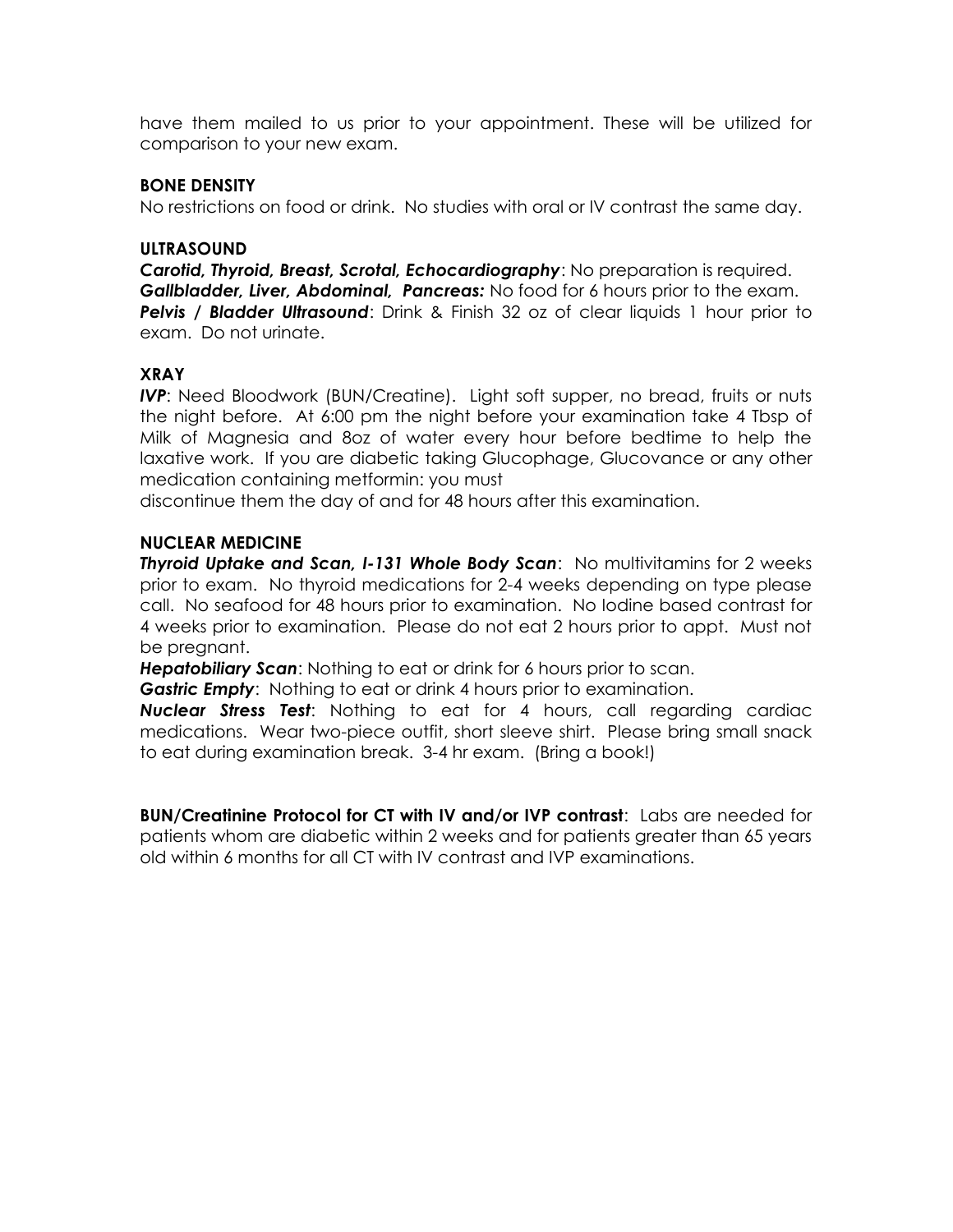have them mailed to us prior to your appointment. These will be utilized for comparison to your new exam.

### BONE DENSITY

No restrictions on food or drink. No studies with oral or IV contrast the same day.

### ULTRASOUND

***Carotid, Thyroid, Breast, Scrotal, Echocardiography***: No preparation is required.
***Gallbladder, Liver, Abdominal, Pancreas:*** No food for 6 hours prior to the exam.
***Pelvis / Bladder Ultrasound***: Drink & Finish 32 oz of clear liquids 1 hour prior to exam. Do not urinate.

### XRAY

***IVP***: Need Bloodwork (BUN/Creatine). Light soft supper, no bread, fruits or nuts the night before. At 6:00 pm the night before your examination take 4 Tbsp of Milk of Magnesia and 8oz of water every hour before bedtime to help the laxative work. If you are diabetic taking Glucophage, Glucovance or any other medication containing metformin: you must
discontinue them the day of and for 48 hours after this examination.

### NUCLEAR MEDICINE

***Thyroid Uptake and Scan, I-131 Whole Body Scan***: No multivitamins for 2 weeks prior to exam. No thyroid medications for 2-4 weeks depending on type please call. No seafood for 48 hours prior to examination. No Iodine based contrast for 4 weeks prior to examination. Please do not eat 2 hours prior to appt. Must not be pregnant.
***Hepatobiliary Scan***: Nothing to eat or drink for 6 hours prior to scan.
***Gastric Empty***: Nothing to eat or drink 4 hours prior to examination.
***Nuclear Stress Test***: Nothing to eat for 4 hours, call regarding cardiac medications. Wear two-piece outfit, short sleeve shirt. Please bring small snack to eat during examination break. 3-4 hr exam. (Bring a book!)

**BUN/Creatinine Protocol for CT with IV and/or IVP contrast**: Labs are needed for patients whom are diabetic within 2 weeks and for patients greater than 65 years old within 6 months for all CT with IV contrast and IVP examinations.